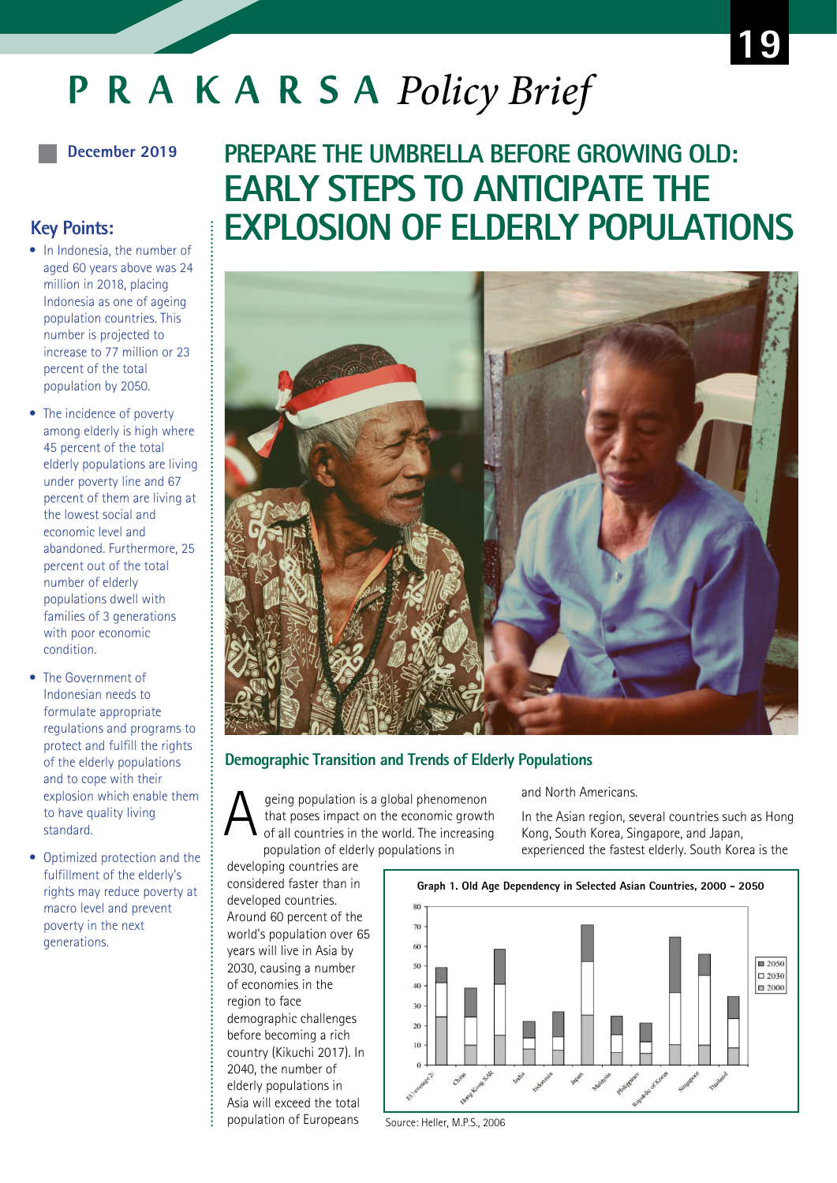# P R A K A R S A *Policy Brief*

December 2019

## PREPARE THE UMBRELLA BEFORE GROWING OLD: EARLY STEPS TO ANTICIPATE THE EXPLOSION OF ELDERLY POPULATIONS

### Key Points:

- In Indonesia, the number of aged 60 years above was 24 million in 2018, placing Indonesia as one of ageing population countries. This number is projected to increase to 77 million or 23 percent of the total population by 2050.
- The incidence of poverty among elderly is high where 45 percent of the total elderly populations are living under poverty line and 67 percent of them are living at the lowest social and economic level and abandoned. Furthermore, 25 percent out of the total number of elderly populations dwell with families of 3 generations with poor economic condition.
- The Government of Indonesian needs to formulate appropriate regulations and programs to protect and fulfill the rights of the elderly populations and to cope with their explosion which enable them to have quality living standard.
- Optimized protection and the fulfillment of the elderly's rights may reduce poverty at macro level and prevent poverty in the next generations.

### Demographic Transition and Trends of Elderly Populations

Ageing population is a global phenomenon that poses impact on the economic growth of all countries in the world. The increasing population of elderly populations in developing countries are considered faster than in developed countries. Around 60 percent of the world's population over 65 years will live in Asia by 2030, causing a number of economies in the region to face demographic challenges before becoming a rich country (Kikuchi 2017). In 2040, the number of elderly populations in Asia will exceed the total population of Europeans and North Americans.

In the Asian region, several countries such as Hong Kong, South Korea, Singapore, and Japan, experienced the fastest elderly. South Korea is the

**Graph 1. Old Age Dependency in Selected Asian Countries, 2000 - 2050**

0
10
20
30
40
50
60
70
80

2050
2030
2000

EU average 2/
China
Hong Kong SAR
India
Indonesia
Japan
Malaysia
Philippines
Republic of Korea
Singapore
Thailand

Source: Heller, M.P.S., 2006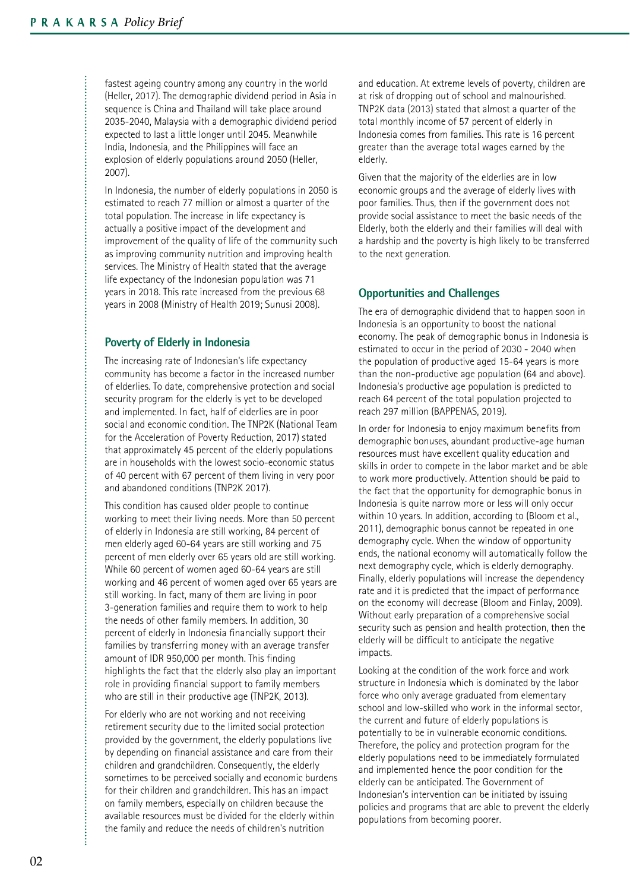fastest ageing country among any country in the world (Heller, 2017). The demographic dividend period in Asia in sequence is China and Thailand will take place around 2035-2040, Malaysia with a demographic dividend period expected to last a little longer until 2045. Meanwhile India, Indonesia, and the Philippines will face an explosion of elderly populations around 2050 (Heller, 2007).

In Indonesia, the number of elderly populations in 2050 is estimated to reach 77 million or almost a quarter of the total population. The increase in life expectancy is actually a positive impact of the development and improvement of the quality of life of the community such as improving community nutrition and improving health services. The Ministry of Health stated that the average life expectancy of the Indonesian population was 71 years in 2018. This rate increased from the previous 68 years in 2008 (Ministry of Health 2019; Sunusi 2008).

## Poverty of Elderly in Indonesia

The increasing rate of Indonesian's life expectancy community has become a factor in the increased number of elderlies. To date, comprehensive protection and social security program for the elderly is yet to be developed and implemented. In fact, half of elderlies are in poor social and economic condition. The TNP2K (National Team for the Acceleration of Poverty Reduction, 2017) stated that approximately 45 percent of the elderly populations are in households with the lowest socio-economic status of 40 percent with 67 percent of them living in very poor and abandoned conditions (TNP2K 2017).

This condition has caused older people to continue working to meet their living needs. More than 50 percent of elderly in Indonesia are still working, 84 percent of men elderly aged 60-64 years are still working and 75 percent of men elderly over 65 years old are still working. While 60 percent of women aged 60-64 years are still working and 46 percent of women aged over 65 years are still working. In fact, many of them are living in poor 3-generation families and require them to work to help the needs of other family members. In addition, 30 percent of elderly in Indonesia financially support their families by transferring money with an average transfer amount of IDR 950,000 per month. This finding highlights the fact that the elderly also play an important role in providing financial support to family members who are still in their productive age (TNP2K, 2013).

For elderly who are not working and not receiving retirement security due to the limited social protection provided by the government, the elderly populations live by depending on financial assistance and care from their children and grandchildren. Consequently, the elderly sometimes to be perceived socially and economic burdens for their children and grandchildren. This has an impact on family members, especially on children because the available resources must be divided for the elderly within the family and reduce the needs of children's nutrition and education. At extreme levels of poverty, children are at risk of dropping out of school and malnourished. TNP2K data (2013) stated that almost a quarter of the total monthly income of 57 percent of elderly in Indonesia comes from families. This rate is 16 percent greater than the average total wages earned by the elderly.

Given that the majority of the elderlies are in low economic groups and the average of elderly lives with poor families. Thus, then if the government does not provide social assistance to meet the basic needs of the Elderly, both the elderly and their families will deal with a hardship and the poverty is high likely to be transferred to the next generation.

## Opportunities and Challenges

The era of demographic dividend that to happen soon in Indonesia is an opportunity to boost the national economy. The peak of demographic bonus in Indonesia is estimated to occur in the period of 2030 - 2040 when the population of productive aged 15-64 years is more than the non-productive age population (64 and above). Indonesia's productive age population is predicted to reach 64 percent of the total population projected to reach 297 million (BAPPENAS, 2019).

In order for Indonesia to enjoy maximum benefits from demographic bonuses, abundant productive-age human resources must have excellent quality education and skills in order to compete in the labor market and be able to work more productively. Attention should be paid to the fact that the opportunity for demographic bonus in Indonesia is quite narrow more or less will only occur within 10 years. In addition, according to (Bloom et al., 2011), demographic bonus cannot be repeated in one demography cycle. When the window of opportunity ends, the national economy will automatically follow the next demography cycle, which is elderly demography. Finally, elderly populations will increase the dependency rate and it is predicted that the impact of performance on the economy will decrease (Bloom and Finlay, 2009). Without early preparation of a comprehensive social security such as pension and health protection, then the elderly will be difficult to anticipate the negative impacts.

Looking at the condition of the work force and work structure in Indonesia which is dominated by the labor force who only average graduated from elementary school and low-skilled who work in the informal sector, the current and future of elderly populations is potentially to be in vulnerable economic conditions. Therefore, the policy and protection program for the elderly populations need to be immediately formulated and implemented hence the poor condition for the elderly can be anticipated. The Government of Indonesian's intervention can be initiated by issuing policies and programs that are able to prevent the elderly populations from becoming poorer.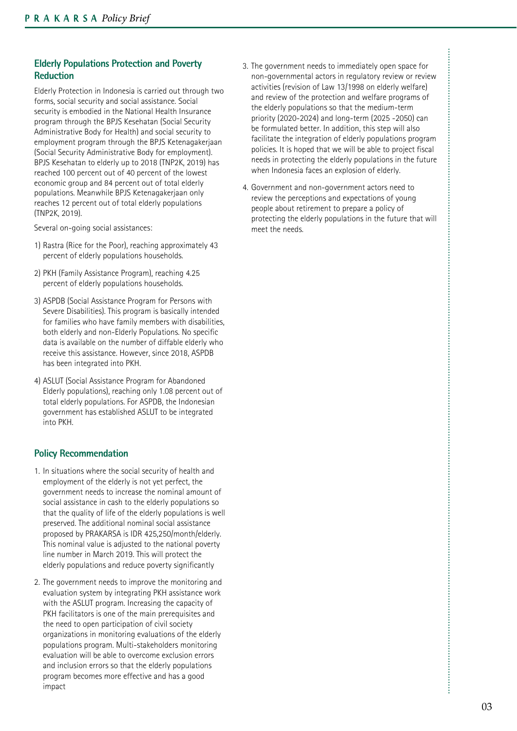## Elderly Populations Protection and Poverty Reduction

Elderly Protection in Indonesia is carried out through two forms, social security and social assistance. Social security is embodied in the National Health Insurance program through the BPJS Kesehatan (Social Security Administrative Body for Health) and social security to employment program through the BPJS Ketenagakerjaan (Social Security Administrative Body for employment). BPJS Kesehatan to elderly up to 2018 (TNP2K, 2019) has reached 100 percent out of 40 percent of the lowest economic group and 84 percent out of total elderly populations. Meanwhile BPJS Ketenagakerjaan only reaches 12 percent out of total elderly populations (TNP2K, 2019).

Several on-going social assistances:

1) Rastra (Rice for the Poor), reaching approximately 43 percent of elderly populations households.
2) PKH (Family Assistance Program), reaching 4.25 percent of elderly populations households.
3) ASPDB (Social Assistance Program for Persons with Severe Disabilities). This program is basically intended for families who have family members with disabilities, both elderly and non-Elderly Populations. No specific data is available on the number of diffable elderly who receive this assistance. However, since 2018, ASPDB has been integrated into PKH.
4) ASLUT (Social Assistance Program for Abandoned Elderly populations), reaching only 1.08 percent out of total elderly populations. For ASPDB, the Indonesian government has established ASLUT to be integrated into PKH.

## Policy Recommendation

1. In situations where the social security of health and employment of the elderly is not yet perfect, the government needs to increase the nominal amount of social assistance in cash to the elderly populations so that the quality of life of the elderly populations is well preserved. The additional nominal social assistance proposed by PRAKARSA is IDR 425,250/month/elderly. This nominal value is adjusted to the national poverty line number in March 2019. This will protect the elderly populations and reduce poverty significantly
2. The government needs to improve the monitoring and evaluation system by integrating PKH assistance work with the ASLUT program. Increasing the capacity of PKH facilitators is one of the main prerequisites and the need to open participation of civil society organizations in monitoring evaluations of the elderly populations program. Multi-stakeholders monitoring evaluation will be able to overcome exclusion errors and inclusion errors so that the elderly populations program becomes more effective and has a good impact
3. The government needs to immediately open space for non-governmental actors in regulatory review or review activities (revision of Law 13/1998 on elderly welfare) and review of the protection and welfare programs of the elderly populations so that the medium-term priority (2020-2024) and long-term (2025 -2050) can be formulated better. In addition, this step will also facilitate the integration of elderly populations program policies. It is hoped that we will be able to project fiscal needs in protecting the elderly populations in the future when Indonesia faces an explosion of elderly.
4. Government and non-government actors need to review the perceptions and expectations of young people about retirement to prepare a policy of protecting the elderly populations in the future that will meet the needs.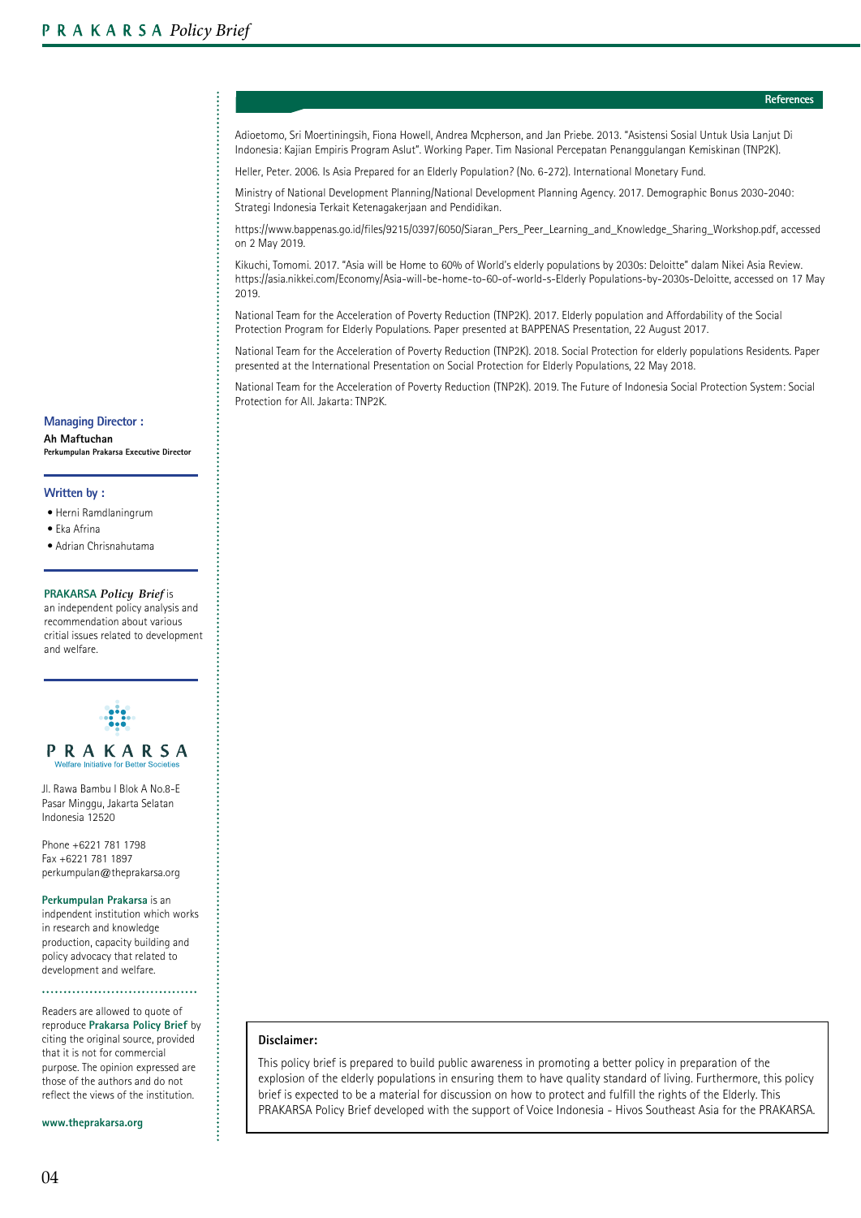## References

Adioetomo, Sri Moertiningsih, Fiona Howell, Andrea Mcpherson, and Jan Priebe. 2013. "Asistensi Sosial Untuk Usia Lanjut Di Indonesia: Kajian Empiris Program Aslut". Working Paper. Tim Nasional Percepatan Penanggulangan Kemiskinan (TNP2K).

Heller, Peter. 2006. Is Asia Prepared for an Elderly Population? (No. 6-272). International Monetary Fund.

Ministry of National Development Planning/National Development Planning Agency. 2017. Demographic Bonus 2030-2040: Strategi Indonesia Terkait Ketenagakerjaan and Pendidikan.

https://www.bappenas.go.id/files/9215/0397/6050/Siaran_Pers_Peer_Learning_and_Knowledge_Sharing_Workshop.pdf, accessed on 2 May 2019.

Kikuchi, Tomomi. 2017. "Asia will be Home to 60% of World's elderly populations by 2030s: Deloitte" dalam Nikei Asia Review. https://asia.nikkei.com/Economy/Asia-will-be-home-to-60-of-world-s-Elderly Populations-by-2030s-Deloitte, accessed on 17 May 2019.

National Team for the Acceleration of Poverty Reduction (TNP2K). 2017. Elderly population and Affordability of the Social Protection Program for Elderly Populations. Paper presented at BAPPENAS Presentation, 22 August 2017.

National Team for the Acceleration of Poverty Reduction (TNP2K). 2018. Social Protection for elderly populations Residents. Paper presented at the International Presentation on Social Protection for Elderly Populations, 22 May 2018.

National Team for the Acceleration of Poverty Reduction (TNP2K). 2019. The Future of Indonesia Social Protection System: Social Protection for All. Jakarta: TNP2K.

**Managing Director :**

**Ah Maftuchan**
**Perkumpulan Prakarsa Executive Director**

**Written by :**

- Herni Ramdlaningrum
- Eka Afrina
- Adrian Chrisnahutama

**PRAKARSA** ***Policy Brief*** is an independent policy analysis and recommendation about various critial issues related to development and welfare.

PRAKARSA
Welfare Initiative for Better Societies

Jl. Rawa Bambu I Blok A No.8-E
Pasar Minggu, Jakarta Selatan
Indonesia 12520

Phone +6221 781 1798
Fax +6221 781 1897
perkumpulan@theprakarsa.org

**Perkumpulan Prakarsa** is an indpendent institution which works in research and knowledge production, capacity building and policy advocacy that related to development and welfare.

Readers are allowed to quote of reproduce **Prakarsa Policy Brief** by citing the original source, provided that it is not for commercial purpose. The opinion expressed are those of the authors and do not reflect the views of the institution.

**www.theprakarsa.org**

**Disclaimer:**

This policy brief is prepared to build public awareness in promoting a better policy in preparation of the explosion of the elderly populations in ensuring them to have quality standard of living. Furthermore, this policy brief is expected to be a material for discussion on how to protect and fulfill the rights of the Elderly. This PRAKARSA Policy Brief developed with the support of Voice Indonesia - Hivos Southeast Asia for the PRAKARSA.